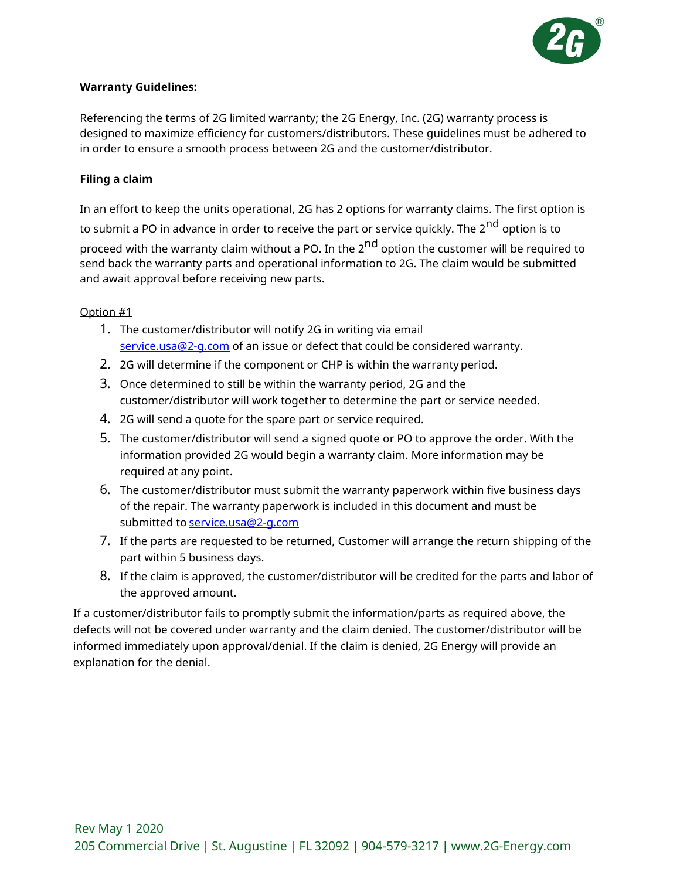**Warranty Guidelines:**

Referencing the terms of 2G limited warranty; the 2G Energy, Inc. (2G) warranty process is designed to maximize efficiency for customers/distributors. These guidelines must be adhered to in order to ensure a smooth process between 2G and the customer/distributor.

**Filing a claim**

In an effort to keep the units operational, 2G has 2 options for warranty claims. The first option is to submit a PO in advance in order to receive the part or service quickly. The 2nd option is to proceed with the warranty claim without a PO. In the 2nd option the customer will be required to send back the warranty parts and operational information to 2G. The claim would be submitted and await approval before receiving new parts.

Option #1

1. The customer/distributor will notify 2G in writing via email service.usa@2-g.com of an issue or defect that could be considered warranty.
2. 2G will determine if the component or CHP is within the warranty period.
3. Once determined to still be within the warranty period, 2G and the customer/distributor will work together to determine the part or service needed.
4. 2G will send a quote for the spare part or service required.
5. The customer/distributor will send a signed quote or PO to approve the order. With the information provided 2G would begin a warranty claim. More information may be required at any point.
6. The customer/distributor must submit the warranty paperwork within five business days of the repair. The warranty paperwork is included in this document and must be submitted to service.usa@2-g.com
7. If the parts are requested to be returned, Customer will arrange the return shipping of the part within 5 business days.
8. If the claim is approved, the customer/distributor will be credited for the parts and labor of the approved amount.

If a customer/distributor fails to promptly submit the information/parts as required above, the defects will not be covered under warranty and the claim denied. The customer/distributor will be informed immediately upon approval/denial. If the claim is denied, 2G Energy will provide an explanation for the denial.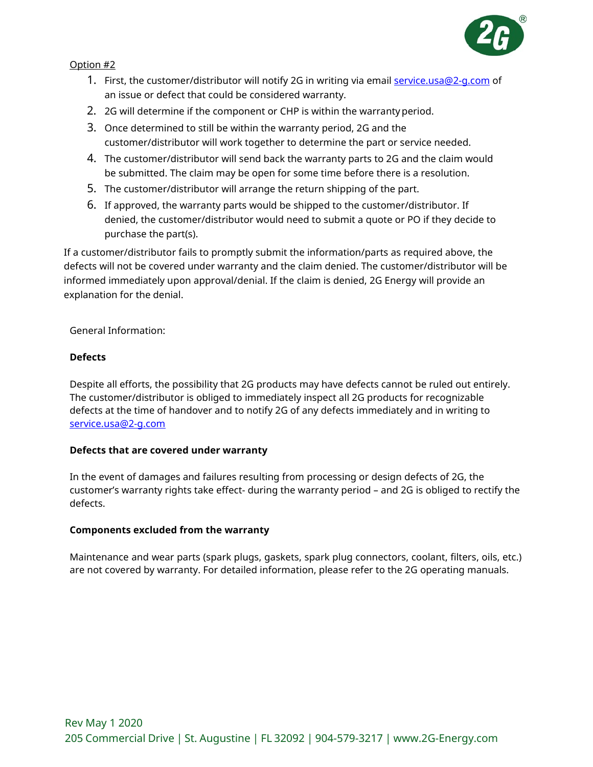Option #2

1. First, the customer/distributor will notify 2G in writing via email service.usa@2-g.com of an issue or defect that could be considered warranty.
2. 2G will determine if the component or CHP is within the warranty period.
3. Once determined to still be within the warranty period, 2G and the customer/distributor will work together to determine the part or service needed.
4. The customer/distributor will send back the warranty parts to 2G and the claim would be submitted. The claim may be open for some time before there is a resolution.
5. The customer/distributor will arrange the return shipping of the part.
6. If approved, the warranty parts would be shipped to the customer/distributor. If denied, the customer/distributor would need to submit a quote or PO if they decide to purchase the part(s).

If a customer/distributor fails to promptly submit the information/parts as required above, the defects will not be covered under warranty and the claim denied. The customer/distributor will be informed immediately upon approval/denial. If the claim is denied, 2G Energy will provide an explanation for the denial.

General Information:

**Defects**

Despite all efforts, the possibility that 2G products may have defects cannot be ruled out entirely. The customer/distributor is obliged to immediately inspect all 2G products for recognizable defects at the time of handover and to notify 2G of any defects immediately and in writing to service.usa@2-g.com

**Defects that are covered under warranty**

In the event of damages and failures resulting from processing or design defects of 2G, the customer's warranty rights take effect- during the warranty period – and 2G is obliged to rectify the defects.

**Components excluded from the warranty**

Maintenance and wear parts (spark plugs, gaskets, spark plug connectors, coolant, filters, oils, etc.) are not covered by warranty. For detailed information, please refer to the 2G operating manuals.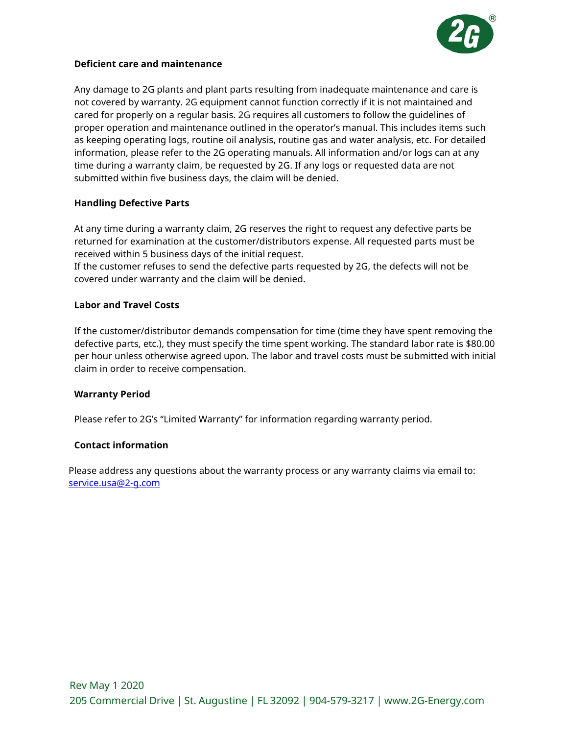**Deficient care and maintenance**

Any damage to 2G plants and plant parts resulting from inadequate maintenance and care is not covered by warranty. 2G equipment cannot function correctly if it is not maintained and cared for properly on a regular basis. 2G requires all customers to follow the guidelines of proper operation and maintenance outlined in the operator's manual. This includes items such as keeping operating logs, routine oil analysis, routine gas and water analysis, etc. For detailed information, please refer to the 2G operating manuals. All information and/or logs can at any time during a warranty claim, be requested by 2G. If any logs or requested data are not submitted within five business days, the claim will be denied.

**Handling Defective Parts**

At any time during a warranty claim, 2G reserves the right to request any defective parts be returned for examination at the customer/distributors expense. All requested parts must be received within 5 business days of the initial request.
If the customer refuses to send the defective parts requested by 2G, the defects will not be covered under warranty and the claim will be denied.

**Labor and Travel Costs**

If the customer/distributor demands compensation for time (time they have spent removing the defective parts, etc.), they must specify the time spent working. The standard labor rate is $80.00 per hour unless otherwise agreed upon. The labor and travel costs must be submitted with initial claim in order to receive compensation.

**Warranty Period**

Please refer to 2G's "Limited Warranty" for information regarding warranty period.

**Contact information**

Please address any questions about the warranty process or any warranty claims via email to: service.usa@2-g.com

Rev May 1 2020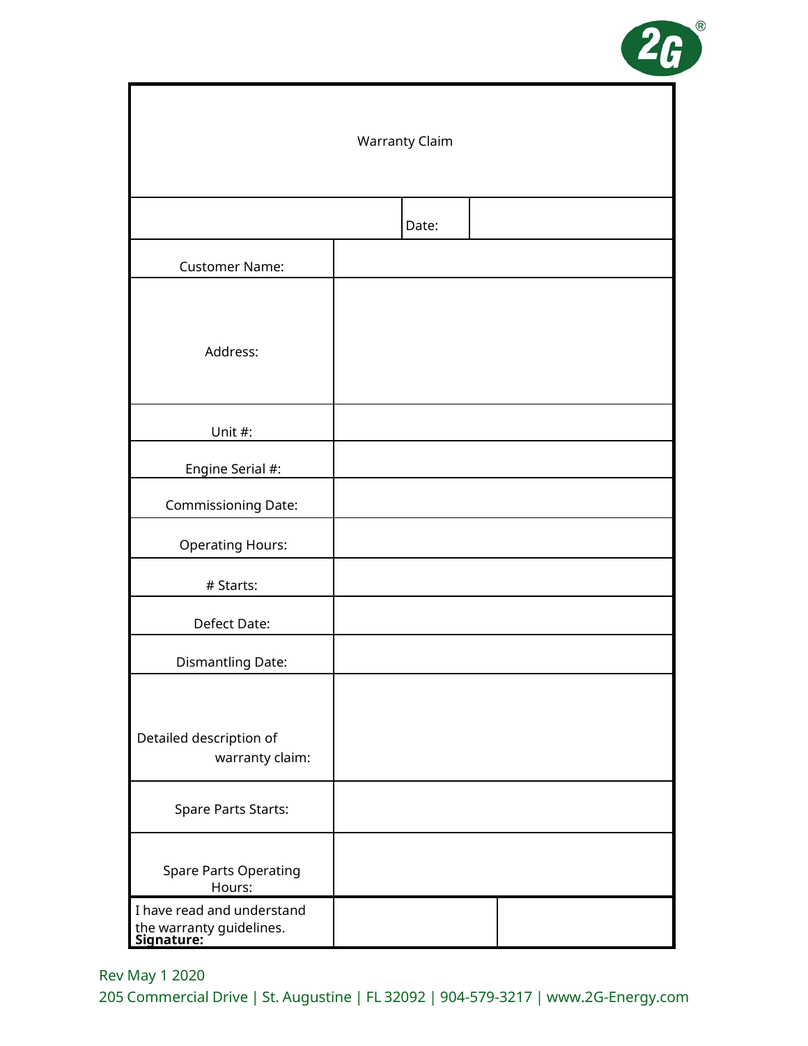# Warranty Claim

| | Date: | |
|---|---|---|

| | |
|---|---|
| Customer Name: | |
| Address: | |
| Unit #: | |
| Engine Serial #: | |
| Commissioning Date: | |
| Operating Hours: | |
| # Starts: | |
| Defect Date: | |
| Dismantling Date: | |
| Detailed description of warranty claim: | |
| Spare Parts Starts: | |
| Spare Parts Operating Hours: | |

| | | |
|---|---|---|
| I have read and understand the warranty guidelines. **Signature:** | | |

Rev May 1 2020

205 Commercial Drive | St. Augustine | FL 32092 | 904-579-3217 | www.2G-Energy.com